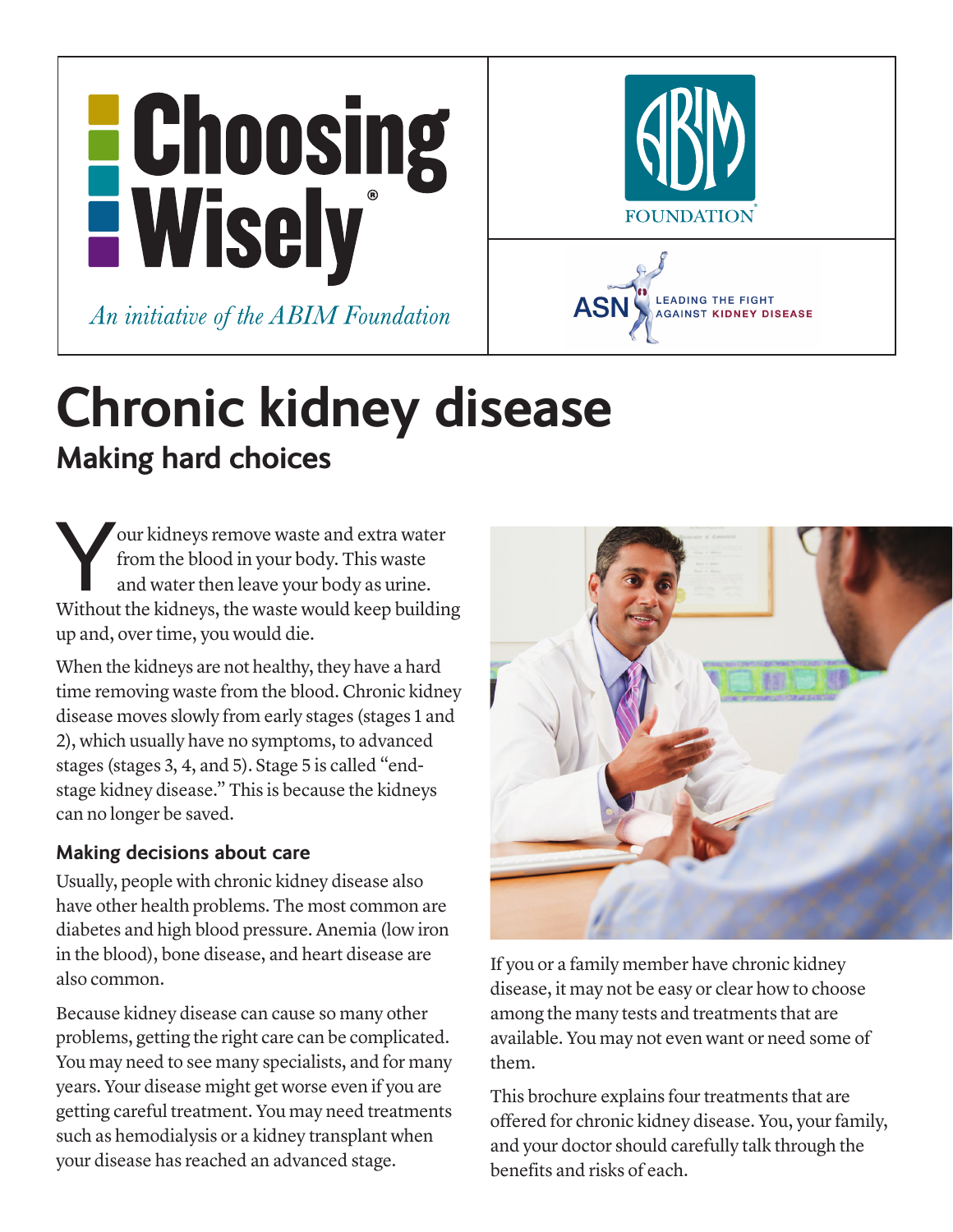Choosing Wisely®

*An initiative of the ABIM Foundation*

ABIM FOUNDATION

ASN LEADING THE FIGHT AGAINST KIDNEY DISEASE

# Chronic kidney disease

## Making hard choices

Your kidneys remove waste and extra water from the blood in your body. This waste and water then leave your body as urine. Without the kidneys, the waste would keep building up and, over time, you would die.

When the kidneys are not healthy, they have a hard time removing waste from the blood. Chronic kidney disease moves slowly from early stages (stages 1 and 2), which usually have no symptoms, to advanced stages (stages 3, 4, and 5). Stage 5 is called "end-stage kidney disease." This is because the kidneys can no longer be saved.

### Making decisions about care

Usually, people with chronic kidney disease also have other health problems. The most common are diabetes and high blood pressure. Anemia (low iron in the blood), bone disease, and heart disease are also common.

Because kidney disease can cause so many other problems, getting the right care can be complicated. You may need to see many specialists, and for many years. Your disease might get worse even if you are getting careful treatment. You may need treatments such as hemodialysis or a kidney transplant when your disease has reached an advanced stage.

If you or a family member have chronic kidney disease, it may not be easy or clear how to choose among the many tests and treatments that are available. You may not even want or need some of them.

This brochure explains four treatments that are offered for chronic kidney disease. You, your family, and your doctor should carefully talk through the benefits and risks of each.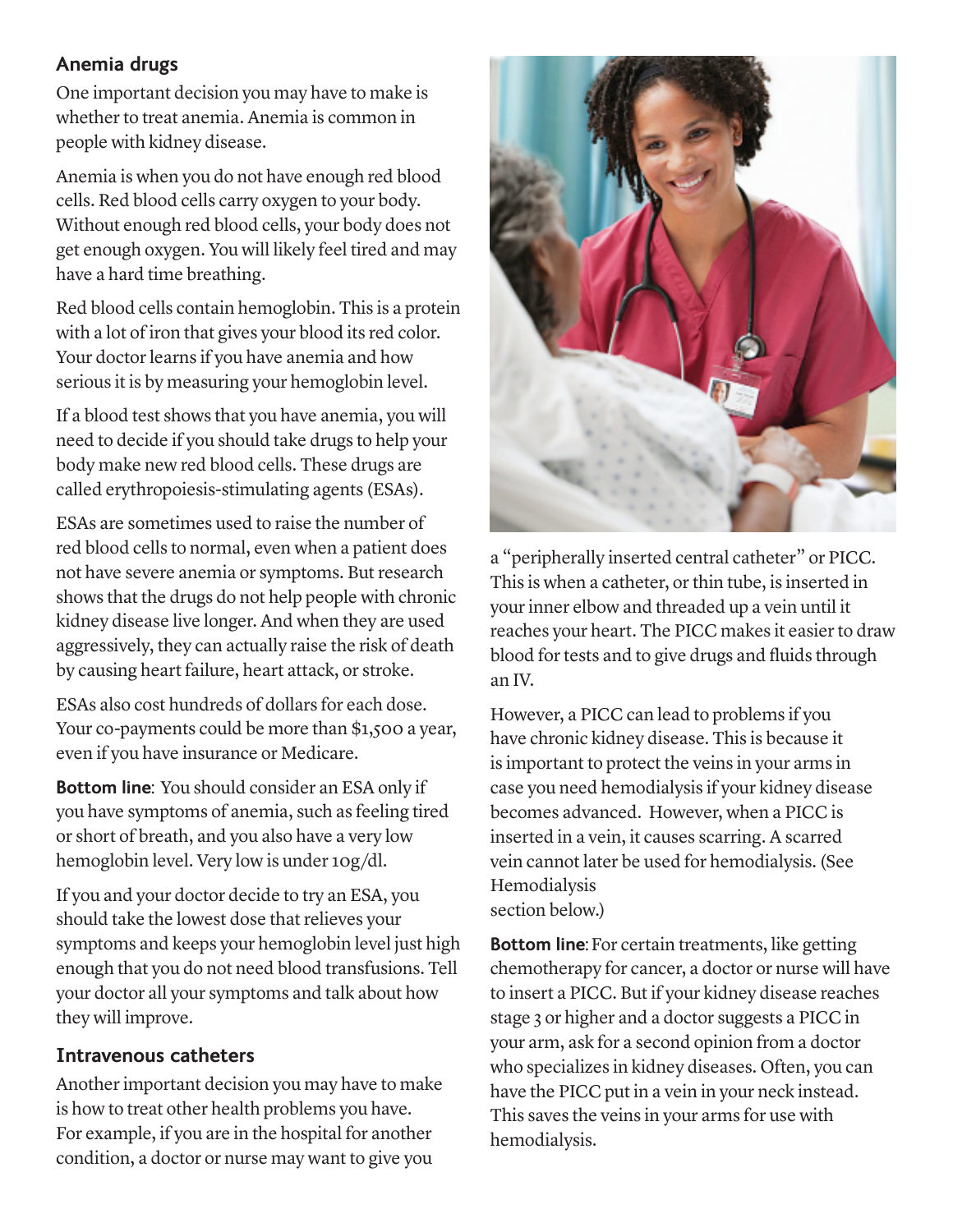## Anemia drugs

One important decision you may have to make is whether to treat anemia. Anemia is common in people with kidney disease.

Anemia is when you do not have enough red blood cells. Red blood cells carry oxygen to your body. Without enough red blood cells, your body does not get enough oxygen. You will likely feel tired and may have a hard time breathing.

Red blood cells contain hemoglobin. This is a protein with a lot of iron that gives your blood its red color. Your doctor learns if you have anemia and how serious it is by measuring your hemoglobin level.

If a blood test shows that you have anemia, you will need to decide if you should take drugs to help your body make new red blood cells. These drugs are called erythropoiesis-stimulating agents (ESAs).

ESAs are sometimes used to raise the number of red blood cells to normal, even when a patient does not have severe anemia or symptoms. But research shows that the drugs do not help people with chronic kidney disease live longer. And when they are used aggressively, they can actually raise the risk of death by causing heart failure, heart attack, or stroke.

ESAs also cost hundreds of dollars for each dose. Your co-payments could be more than $1,500 a year, even if you have insurance or Medicare.

**Bottom line**: You should consider an ESA only if you have symptoms of anemia, such as feeling tired or short of breath, and you also have a very low hemoglobin level. Very low is under 10g/dl.

If you and your doctor decide to try an ESA, you should take the lowest dose that relieves your symptoms and keeps your hemoglobin level just high enough that you do not need blood transfusions. Tell your doctor all your symptoms and talk about how they will improve.

## Intravenous catheters

Another important decision you may have to make is how to treat other health problems you have. For example, if you are in the hospital for another condition, a doctor or nurse may want to give you a "peripherally inserted central catheter" or PICC. This is when a catheter, or thin tube, is inserted in your inner elbow and threaded up a vein until it reaches your heart. The PICC makes it easier to draw blood for tests and to give drugs and fluids through an IV.

However, a PICC can lead to problems if you have chronic kidney disease. This is because it is important to protect the veins in your arms in case you need hemodialysis if your kidney disease becomes advanced. However, when a PICC is inserted in a vein, it causes scarring. A scarred vein cannot later be used for hemodialysis. (See Hemodialysis section below.)

**Bottom line**: For certain treatments, like getting chemotherapy for cancer, a doctor or nurse will have to insert a PICC. But if your kidney disease reaches stage 3 or higher and a doctor suggests a PICC in your arm, ask for a second opinion from a doctor who specializes in kidney diseases. Often, you can have the PICC put in a vein in your neck instead. This saves the veins in your arms for use with hemodialysis.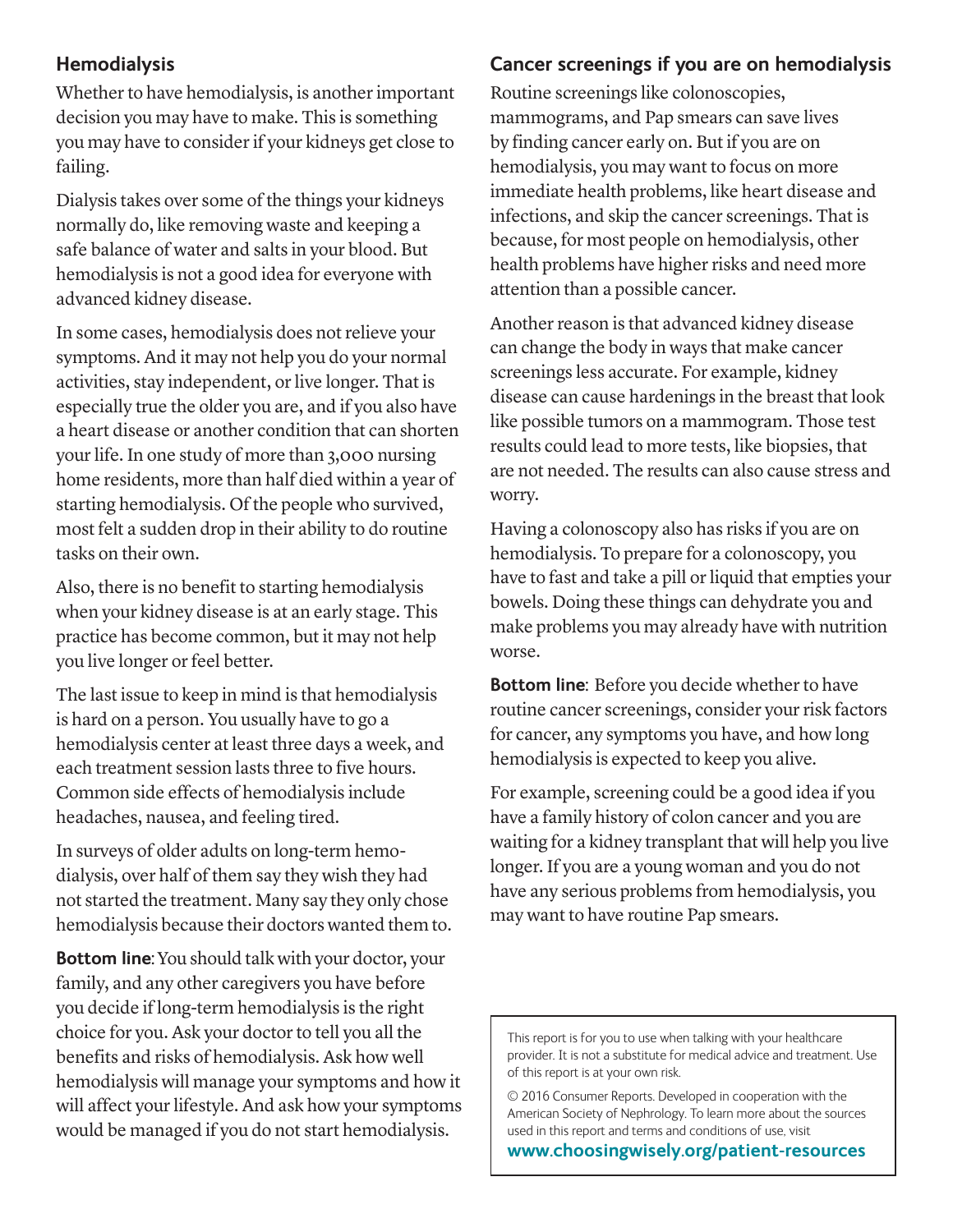## Hemodialysis

Whether to have hemodialysis, is another important decision you may have to make. This is something you may have to consider if your kidneys get close to failing.

Dialysis takes over some of the things your kidneys normally do, like removing waste and keeping a safe balance of water and salts in your blood. But hemodialysis is not a good idea for everyone with advanced kidney disease.

In some cases, hemodialysis does not relieve your symptoms. And it may not help you do your normal activities, stay independent, or live longer. That is especially true the older you are, and if you also have a heart disease or another condition that can shorten your life. In one study of more than 3,000 nursing home residents, more than half died within a year of starting hemodialysis. Of the people who survived, most felt a sudden drop in their ability to do routine tasks on their own.

Also, there is no benefit to starting hemodialysis when your kidney disease is at an early stage. This practice has become common, but it may not help you live longer or feel better.

The last issue to keep in mind is that hemodialysis is hard on a person. You usually have to go a hemodialysis center at least three days a week, and each treatment session lasts three to five hours. Common side effects of hemodialysis include headaches, nausea, and feeling tired.

In surveys of older adults on long-term hemodialysis, over half of them say they wish they had not started the treatment. Many say they only chose hemodialysis because their doctors wanted them to.

**Bottom line**: You should talk with your doctor, your family, and any other caregivers you have before you decide if long-term hemodialysis is the right choice for you. Ask your doctor to tell you all the benefits and risks of hemodialysis. Ask how well hemodialysis will manage your symptoms and how it will affect your lifestyle. And ask how your symptoms would be managed if you do not start hemodialysis.

## Cancer screenings if you are on hemodialysis

Routine screenings like colonoscopies, mammograms, and Pap smears can save lives by finding cancer early on. But if you are on hemodialysis, you may want to focus on more immediate health problems, like heart disease and infections, and skip the cancer screenings. That is because, for most people on hemodialysis, other health problems have higher risks and need more attention than a possible cancer.

Another reason is that advanced kidney disease can change the body in ways that make cancer screenings less accurate. For example, kidney disease can cause hardenings in the breast that look like possible tumors on a mammogram. Those test results could lead to more tests, like biopsies, that are not needed. The results can also cause stress and worry.

Having a colonoscopy also has risks if you are on hemodialysis. To prepare for a colonoscopy, you have to fast and take a pill or liquid that empties your bowels. Doing these things can dehydrate you and make problems you may already have with nutrition worse.

**Bottom line**: Before you decide whether to have routine cancer screenings, consider your risk factors for cancer, any symptoms you have, and how long hemodialysis is expected to keep you alive.

For example, screening could be a good idea if you have a family history of colon cancer and you are waiting for a kidney transplant that will help you live longer. If you are a young woman and you do not have any serious problems from hemodialysis, you may want to have routine Pap smears.

This report is for you to use when talking with your healthcare provider. It is not a substitute for medical advice and treatment. Use of this report is at your own risk.

© 2016 Consumer Reports. Developed in cooperation with the American Society of Nephrology. To learn more about the sources used in this report and terms and conditions of use, visit

**www.choosingwisely.org/patient-resources**